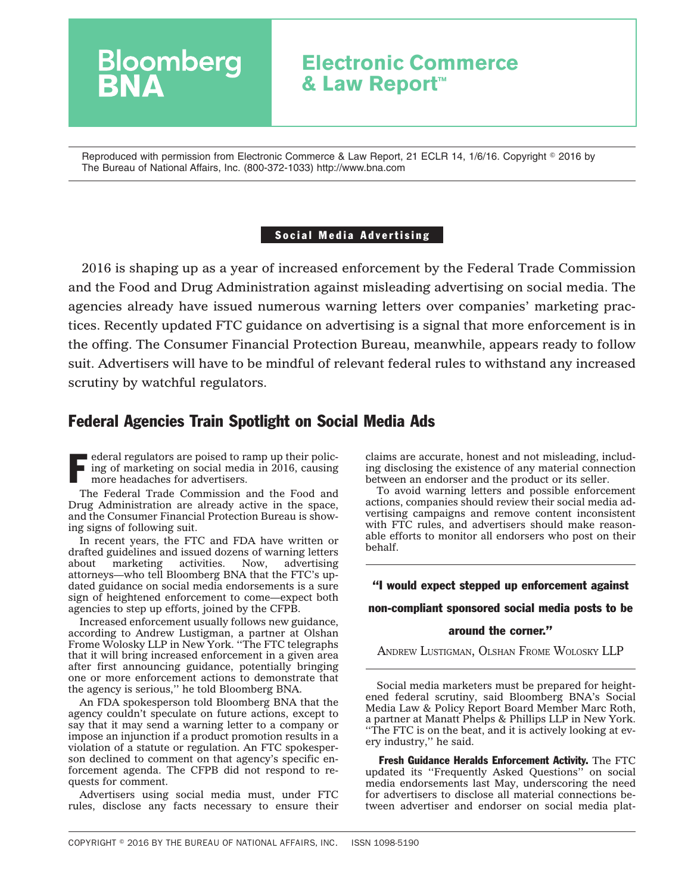# Bloomberg BNA

## Electronic Commerce & Law Report™

Reproduced with permission from Electronic Commerce & Law Report, 21 ECLR 14, 1/6/16. Copyright © 2016 by The Bureau of National Affairs, Inc. (800-372-1033) http://www.bna.com

**Social Media Advertising**

2016 is shaping up as a year of increased enforcement by the Federal Trade Commission and the Food and Drug Administration against misleading advertising on social media. The agencies already have issued numerous warning letters over companies' marketing practices. Recently updated FTC guidance on advertising is a signal that more enforcement is in the offing. The Consumer Financial Protection Bureau, meanwhile, appears ready to follow suit. Advertisers will have to be mindful of relevant federal rules to withstand any increased scrutiny by watchful regulators.

## Federal Agencies Train Spotlight on Social Media Ads

Federal regulators are poised to ramp up their policing of marketing on social media in 2016, causing more headaches for advertisers.

The Federal Trade Commission and the Food and Drug Administration are already active in the space, and the Consumer Financial Protection Bureau is showing signs of following suit.

In recent years, the FTC and FDA have written or drafted guidelines and issued dozens of warning letters about marketing activities. Now, advertising attorneys—who tell Bloomberg BNA that the FTC's updated guidance on social media endorsements is a sure sign of heightened enforcement to come—expect both agencies to step up efforts, joined by the CFPB.

Increased enforcement usually follows new guidance, according to Andrew Lustigman, a partner at Olshan Frome Wolosky LLP in New York. ''The FTC telegraphs that it will bring increased enforcement in a given area after first announcing guidance, potentially bringing one or more enforcement actions to demonstrate that the agency is serious,'' he told Bloomberg BNA.

An FDA spokesperson told Bloomberg BNA that the agency couldn't speculate on future actions, except to say that it may send a warning letter to a company or impose an injunction if a product promotion results in a violation of a statute or regulation. An FTC spokesperson declined to comment on that agency's specific enforcement agenda. The CFPB did not respond to requests for comment.

Advertisers using social media must, under FTC rules, disclose any facts necessary to ensure their claims are accurate, honest and not misleading, including disclosing the existence of any material connection between an endorser and the product or its seller.

To avoid warning letters and possible enforcement actions, companies should review their social media advertising campaigns and remove content inconsistent with FTC rules, and advertisers should make reasonable efforts to monitor all endorsers who post on their behalf.

> **''I would expect stepped up enforcement against non-compliant sponsored social media posts to be around the corner.''**
>
> ANDREW LUSTIGMAN, OLSHAN FROME WOLOSKY LLP

Social media marketers must be prepared for heightened federal scrutiny, said Bloomberg BNA's Social Media Law & Policy Report Board Member Marc Roth, a partner at Manatt Phelps & Phillips LLP in New York. ''The FTC is on the beat, and it is actively looking at every industry,'' he said.

**Fresh Guidance Heralds Enforcement Activity.** The FTC updated its ''Frequently Asked Questions'' on social media endorsements last May, underscoring the need for advertisers to disclose all material connections between advertiser and endorser on social media plat-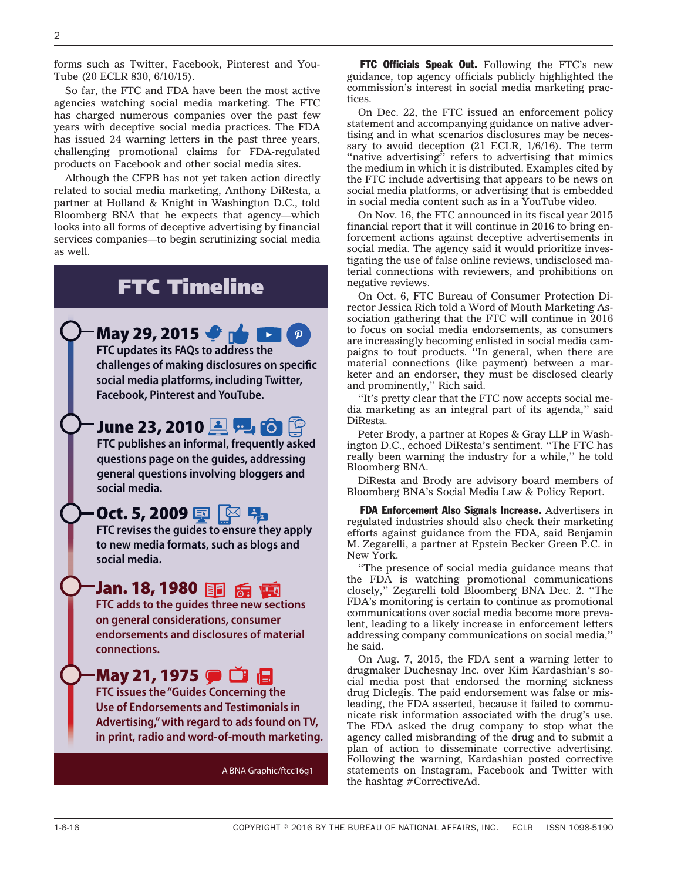forms such as Twitter, Facebook, Pinterest and YouTube (20 ECLR 830, 6/10/15).

So far, the FTC and FDA have been the most active agencies watching social media marketing. The FTC has charged numerous companies over the past few years with deceptive social media practices. The FDA has issued 24 warning letters in the past three years, challenging promotional claims for FDA-regulated products on Facebook and other social media sites.

Although the CFPB has not yet taken action directly related to social media marketing, Anthony DiResta, a partner at Holland & Knight in Washington D.C., told Bloomberg BNA that he expects that agency—which looks into all forms of deceptive advertising by financial services companies—to begin scrutinizing social media as well.

## FTC Timeline

**May 29, 2015**
FTC updates its FAQs to address the challenges of making disclosures on specific social media platforms, including Twitter, Facebook, Pinterest and YouTube.

**June 23, 2010**
FTC publishes an informal, frequently asked questions page on the guides, addressing general questions involving bloggers and social media.

**Oct. 5, 2009**
FTC revises the guides to ensure they apply to new media formats, such as blogs and social media.

**Jan. 18, 1980**
FTC adds to the guides three new sections on general considerations, consumer endorsements and disclosures of material connections.

**May 21, 1975**
FTC issues the "Guides Concerning the Use of Endorsements and Testimonials in Advertising," with regard to ads found on TV, in print, radio and word-of-mouth marketing.

A BNA Graphic/ftcc16g1

**FTC Officials Speak Out.** Following the FTC's new guidance, top agency officials publicly highlighted the commission's interest in social media marketing practices.

On Dec. 22, the FTC issued an enforcement policy statement and accompanying guidance on native advertising and in what scenarios disclosures may be necessary to avoid deception (21 ECLR, 1/6/16). The term "native advertising" refers to advertising that mimics the medium in which it is distributed. Examples cited by the FTC include advertising that appears to be news on social media platforms, or advertising that is embedded in social media content such as in a YouTube video.

On Nov. 16, the FTC announced in its fiscal year 2015 financial report that it will continue in 2016 to bring enforcement actions against deceptive advertisements in social media. The agency said it would prioritize investigating the use of false online reviews, undisclosed material connections with reviewers, and prohibitions on negative reviews.

On Oct. 6, FTC Bureau of Consumer Protection Director Jessica Rich told a Word of Mouth Marketing Association gathering that the FTC will continue in 2016 to focus on social media endorsements, as consumers are increasingly becoming enlisted in social media campaigns to tout products. "In general, when there are material connections (like payment) between a marketer and an endorser, they must be disclosed clearly and prominently," Rich said.

"It's pretty clear that the FTC now accepts social media marketing as an integral part of its agenda," said DiResta.

Peter Brody, a partner at Ropes & Gray LLP in Washington D.C., echoed DiResta's sentiment. "The FTC has really been warning the industry for a while," he told Bloomberg BNA.

DiResta and Brody are advisory board members of Bloomberg BNA's Social Media Law & Policy Report.

**FDA Enforcement Also Signals Increase.** Advertisers in regulated industries should also check their marketing efforts against guidance from the FDA, said Benjamin M. Zegarelli, a partner at Epstein Becker Green P.C. in New York.

"The presence of social media guidance means that the FDA is watching promotional communications closely," Zegarelli told Bloomberg BNA Dec. 2. "The FDA's monitoring is certain to continue as promotional communications over social media become more prevalent, leading to a likely increase in enforcement letters addressing company communications on social media," he said.

On Aug. 7, 2015, the FDA sent a warning letter to drugmaker Duchesnay Inc. over Kim Kardashian's social media post that endorsed the morning sickness drug Diclegis. The paid endorsement was false or misleading, the FDA asserted, because it failed to communicate risk information associated with the drug's use. The FDA asked the drug company to stop what the agency called misbranding of the drug and to submit a plan of action to disseminate corrective advertising. Following the warning, Kardashian posted corrective statements on Instagram, Facebook and Twitter with the hashtag #CorrectiveAd.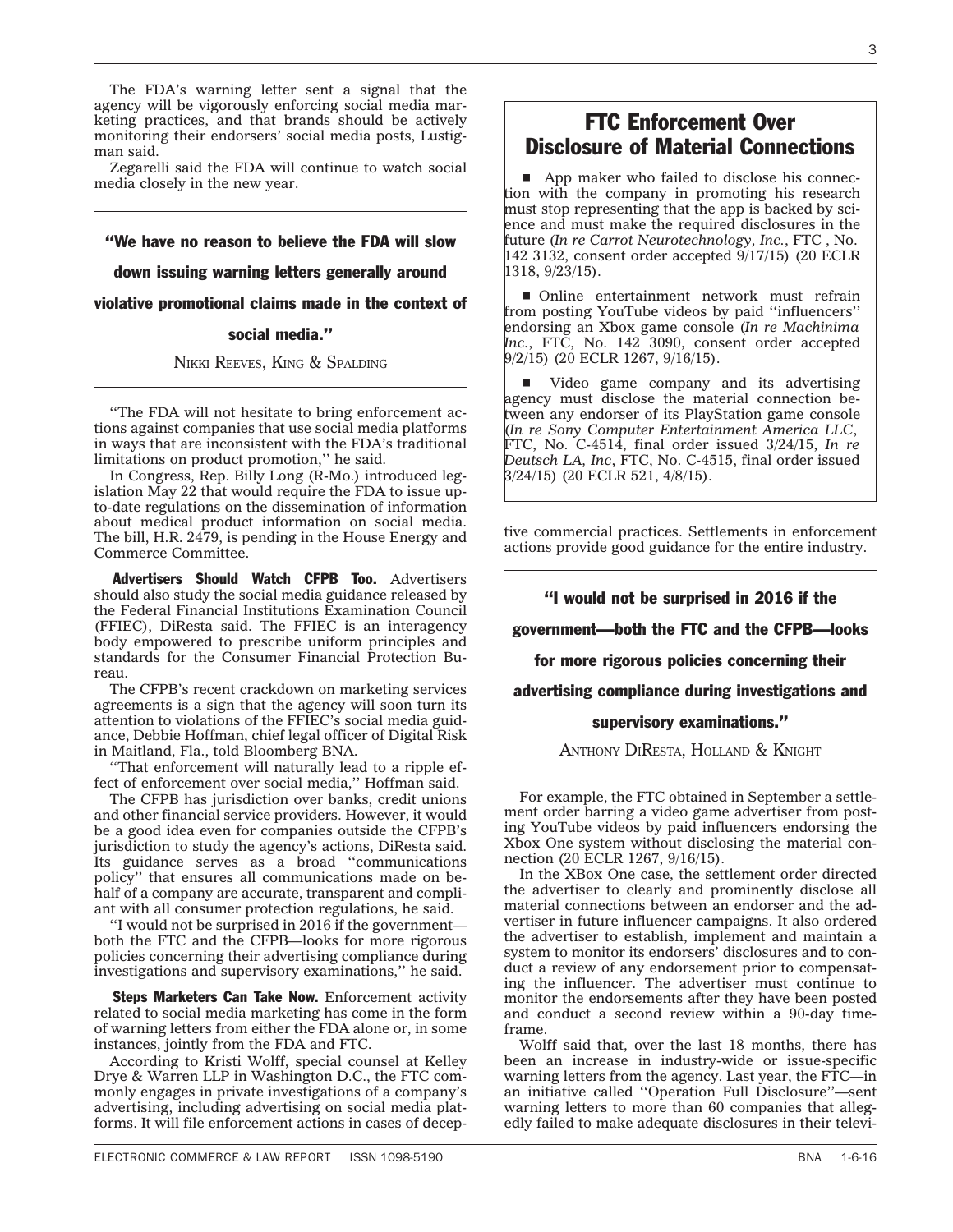The FDA's warning letter sent a signal that the agency will be vigorously enforcing social media marketing practices, and that brands should be actively monitoring their endorsers' social media posts, Lustigman said.

Zegarelli said the FDA will continue to watch social media closely in the new year.

> **"We have no reason to believe the FDA will slow down issuing warning letters generally around violative promotional claims made in the context of social media."**
>
> NIKKI REEVES, KING & SPALDING

''The FDA will not hesitate to bring enforcement actions against companies that use social media platforms in ways that are inconsistent with the FDA's traditional limitations on product promotion,'' he said.

In Congress, Rep. Billy Long (R-Mo.) introduced legislation May 22 that would require the FDA to issue up-to-date regulations on the dissemination of information about medical product information on social media. The bill, H.R. 2479, is pending in the House Energy and Commerce Committee.

**Advertisers Should Watch CFPB Too.** Advertisers should also study the social media guidance released by the Federal Financial Institutions Examination Council (FFIEC), DiResta said. The FFIEC is an interagency body empowered to prescribe uniform principles and standards for the Consumer Financial Protection Bureau.

The CFPB's recent crackdown on marketing services agreements is a sign that the agency will soon turn its attention to violations of the FFIEC's social media guidance, Debbie Hoffman, chief legal officer of Digital Risk in Maitland, Fla., told Bloomberg BNA.

''That enforcement will naturally lead to a ripple effect of enforcement over social media,'' Hoffman said.

The CFPB has jurisdiction over banks, credit unions and other financial service providers. However, it would be a good idea even for companies outside the CFPB's jurisdiction to study the agency's actions, DiResta said. Its guidance serves as a broad ''communications policy'' that ensures all communications made on behalf of a company are accurate, transparent and compliant with all consumer protection regulations, he said.

''I would not be surprised in 2016 if the government—both the FTC and the CFPB—looks for more rigorous policies concerning their advertising compliance during investigations and supervisory examinations,'' he said.

**Steps Marketers Can Take Now.** Enforcement activity related to social media marketing has come in the form of warning letters from either the FDA alone or, in some instances, jointly from the FDA and FTC.

According to Kristi Wolff, special counsel at Kelley Drye & Warren LLP in Washington D.C., the FTC commonly engages in private investigations of a company's advertising, including advertising on social media platforms. It will file enforcement actions in cases of deceptive commercial practices. Settlements in enforcement actions provide good guidance for the entire industry.

## FTC Enforcement Over Disclosure of Material Connections

- App maker who failed to disclose his connection with the company in promoting his research must stop representing that the app is backed by science and must make the required disclosures in the future (*In re Carrot Neurotechnology, Inc.*, FTC , No. 142 3132, consent order accepted 9/17/15) (20 ECLR 1318, 9/23/15).
- Online entertainment network must refrain from posting YouTube videos by paid ''influencers'' endorsing an Xbox game console (*In re Machinima Inc.*, FTC, No. 142 3090, consent order accepted 9/2/15) (20 ECLR 1267, 9/16/15).
- Video game company and its advertising agency must disclose the material connection between any endorser of its PlayStation game console (*In re Sony Computer Entertainment America LLC*, FTC, No. C-4514, final order issued 3/24/15, *In re Deutsch LA, Inc*, FTC, No. C-4515, final order issued 3/24/15) (20 ECLR 521, 4/8/15).

> **"I would not be surprised in 2016 if the government—both the FTC and the CFPB—looks for more rigorous policies concerning their advertising compliance during investigations and supervisory examinations."**
>
> ANTHONY DIRESTA, HOLLAND & KNIGHT

For example, the FTC obtained in September a settlement order barring a video game advertiser from posting YouTube videos by paid influencers endorsing the Xbox One system without disclosing the material connection (20 ECLR 1267, 9/16/15).

In the XBox One case, the settlement order directed the advertiser to clearly and prominently disclose all material connections between an endorser and the advertiser in future influencer campaigns. It also ordered the advertiser to establish, implement and maintain a system to monitor its endorsers' disclosures and to conduct a review of any endorsement prior to compensating the influencer. The advertiser must continue to monitor the endorsements after they have been posted and conduct a second review within a 90-day timeframe.

Wolff said that, over the last 18 months, there has been an increase in industry-wide or issue-specific warning letters from the agency. Last year, the FTC—in an initiative called ''Operation Full Disclosure''—sent warning letters to more than 60 companies that allegedly failed to make adequate disclosures in their televi-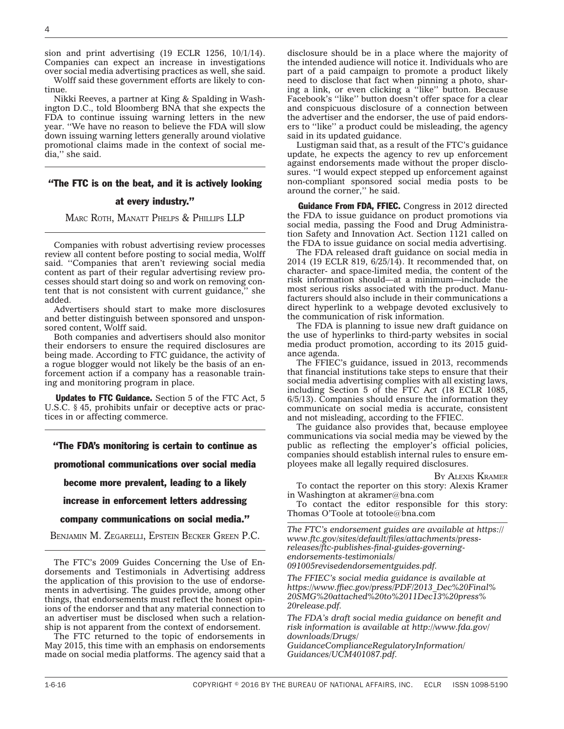sion and print advertising (19 ECLR 1256, 10/1/14). Companies can expect an increase in investigations over social media advertising practices as well, she said.

Wolff said these government efforts are likely to continue.

Nikki Reeves, a partner at King & Spalding in Washington D.C., told Bloomberg BNA that she expects the FDA to continue issuing warning letters in the new year. ''We have no reason to believe the FDA will slow down issuing warning letters generally around violative promotional claims made in the context of social media,'' she said.

> **''The FTC is on the beat, and it is actively looking at every industry.''**
>
> MARC ROTH, MANATT PHELPS & PHILLIPS LLP

Companies with robust advertising review processes review all content before posting to social media, Wolff said. ''Companies that aren't reviewing social media content as part of their regular advertising review processes should start doing so and work on removing content that is not consistent with current guidance,'' she added.

Advertisers should start to make more disclosures and better distinguish between sponsored and unsponsored content, Wolff said.

Both companies and advertisers should also monitor their endorsers to ensure the required disclosures are being made. According to FTC guidance, the activity of a rogue blogger would not likely be the basis of an enforcement action if a company has a reasonable training and monitoring program in place.

**Updates to FTC Guidance.** Section 5 of the FTC Act, 5 U.S.C. § 45, prohibits unfair or deceptive acts or practices in or affecting commerce.

> **''The FDA's monitoring is certain to continue as promotional communications over social media become more prevalent, leading to a likely increase in enforcement letters addressing company communications on social media.''**
>
> BENJAMIN M. ZEGARELLI, EPSTEIN BECKER GREEN P.C.

The FTC's 2009 Guides Concerning the Use of Endorsements and Testimonials in Advertising address the application of this provision to the use of endorsements in advertising. The guides provide, among other things, that endorsements must reflect the honest opinions of the endorser and that any material connection to an advertiser must be disclosed when such a relationship is not apparent from the context of endorsement.

The FTC returned to the topic of endorsements in May 2015, this time with an emphasis on endorsements made on social media platforms. The agency said that a disclosure should be in a place where the majority of the intended audience will notice it. Individuals who are part of a paid campaign to promote a product likely need to disclose that fact when pinning a photo, sharing a link, or even clicking a ''like'' button. Because Facebook's ''like'' button doesn't offer space for a clear and conspicuous disclosure of a connection between the advertiser and the endorser, the use of paid endorsers to ''like'' a product could be misleading, the agency said in its updated guidance.

Lustigman said that, as a result of the FTC's guidance update, he expects the agency to rev up enforcement against endorsements made without the proper disclosures. ''I would expect stepped up enforcement against non-compliant sponsored social media posts to be around the corner,'' he said.

**Guidance From FDA, FFIEC.** Congress in 2012 directed the FDA to issue guidance on product promotions via social media, passing the Food and Drug Administration Safety and Innovation Act. Section 1121 called on the FDA to issue guidance on social media advertising.

The FDA released draft guidance on social media in 2014 (19 ECLR 819, 6/25/14). It recommended that, on character- and space-limited media, the content of the risk information should—at a minimum—include the most serious risks associated with the product. Manufacturers should also include in their communications a direct hyperlink to a webpage devoted exclusively to the communication of risk information.

The FDA is planning to issue new draft guidance on the use of hyperlinks to third-party websites in social media product promotion, according to its 2015 guidance agenda.

The FFIEC's guidance, issued in 2013, recommends that financial institutions take steps to ensure that their social media advertising complies with all existing laws, including Section 5 of the FTC Act (18 ECLR 1085, 6/5/13). Companies should ensure the information they communicate on social media is accurate, consistent and not misleading, according to the FFIEC.

The guidance also provides that, because employee communications via social media may be viewed by the public as reflecting the employer's official policies, companies should establish internal rules to ensure employees make all legally required disclosures.

BY ALEXIS KRAMER

To contact the reporter on this story: Alexis Kramer in Washington at akramer@bna.com

To contact the editor responsible for this story: Thomas O'Toole at totoole@bna.com

*The FTC's endorsement guides are available at https://www.ftc.gov/sites/default/files/attachments/press-releases/ftc-publishes-final-guides-governing-endorsements-testimonials/091005revisedendorsementguides.pdf.*

*The FFIEC's social media guidance is available at https://www.ffiec.gov/press/PDF/2013_Dec%20Final%20SMG%20attached%20to%2011Dec13%20press%20release.pdf.*

*The FDA's draft social media guidance on benefit and risk information is available at http://www.fda.gov/downloads/Drugs/GuidanceComplianceRegulatoryInformation/Guidances/UCM401087.pdf.*